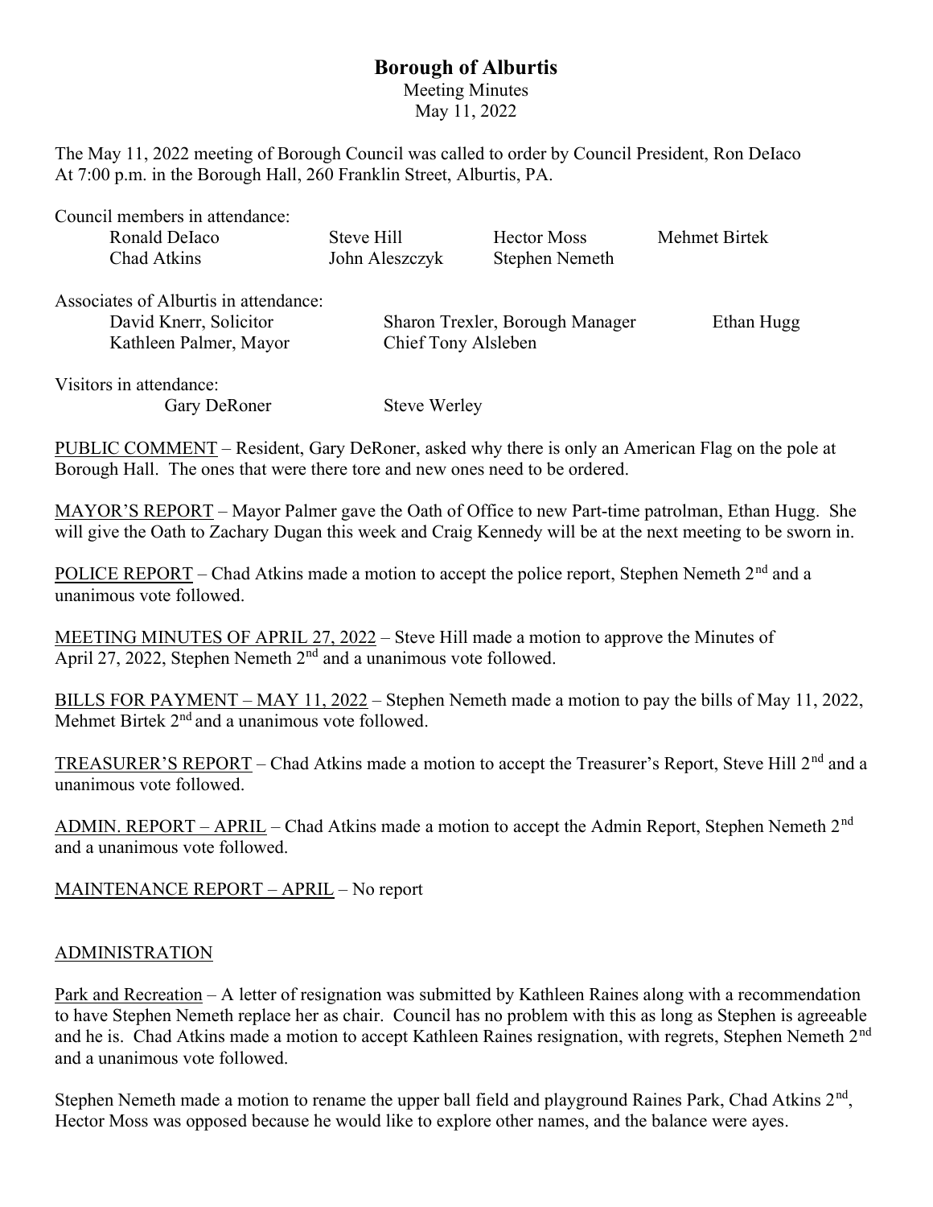# Borough of Alburtis

Meeting Minutes
May 11, 2022

The May 11, 2022 meeting of Borough Council was called to order by Council President, Ron DeIaco At 7:00 p.m. in the Borough Hall, 260 Franklin Street, Alburtis, PA.

Council members in attendance:

| | | | |
|---|---|---|---|
| Ronald DeIaco | Steve Hill | Hector Moss | Mehmet Birtek |
| Chad Atkins | John Aleszczyk | Stephen Nemeth | |

Associates of Alburtis in attendance:

| | | |
|---|---|---|
| David Knerr, Solicitor | Sharon Trexler, Borough Manager | Ethan Hugg |
| Kathleen Palmer, Mayor | Chief Tony Alsleben | |

Visitors in attendance:

| | |
|---|---|
| Gary DeRoner | Steve Werley |

PUBLIC COMMENT – Resident, Gary DeRoner, asked why there is only an American Flag on the pole at Borough Hall. The ones that were there tore and new ones need to be ordered.

MAYOR'S REPORT – Mayor Palmer gave the Oath of Office to new Part-time patrolman, Ethan Hugg. She will give the Oath to Zachary Dugan this week and Craig Kennedy will be at the next meeting to be sworn in.

POLICE REPORT – Chad Atkins made a motion to accept the police report, Stephen Nemeth 2nd and a unanimous vote followed.

MEETING MINUTES OF APRIL 27, 2022 – Steve Hill made a motion to approve the Minutes of April 27, 2022, Stephen Nemeth 2nd and a unanimous vote followed.

BILLS FOR PAYMENT – MAY 11, 2022 – Stephen Nemeth made a motion to pay the bills of May 11, 2022, Mehmet Birtek 2nd and a unanimous vote followed.

TREASURER'S REPORT – Chad Atkins made a motion to accept the Treasurer's Report, Steve Hill 2nd and a unanimous vote followed.

ADMIN. REPORT – APRIL – Chad Atkins made a motion to accept the Admin Report, Stephen Nemeth 2nd and a unanimous vote followed.

MAINTENANCE REPORT – APRIL – No report

## ADMINISTRATION

Park and Recreation – A letter of resignation was submitted by Kathleen Raines along with a recommendation to have Stephen Nemeth replace her as chair. Council has no problem with this as long as Stephen is agreeable and he is. Chad Atkins made a motion to accept Kathleen Raines resignation, with regrets, Stephen Nemeth 2nd and a unanimous vote followed.

Stephen Nemeth made a motion to rename the upper ball field and playground Raines Park, Chad Atkins 2nd, Hector Moss was opposed because he would like to explore other names, and the balance were ayes.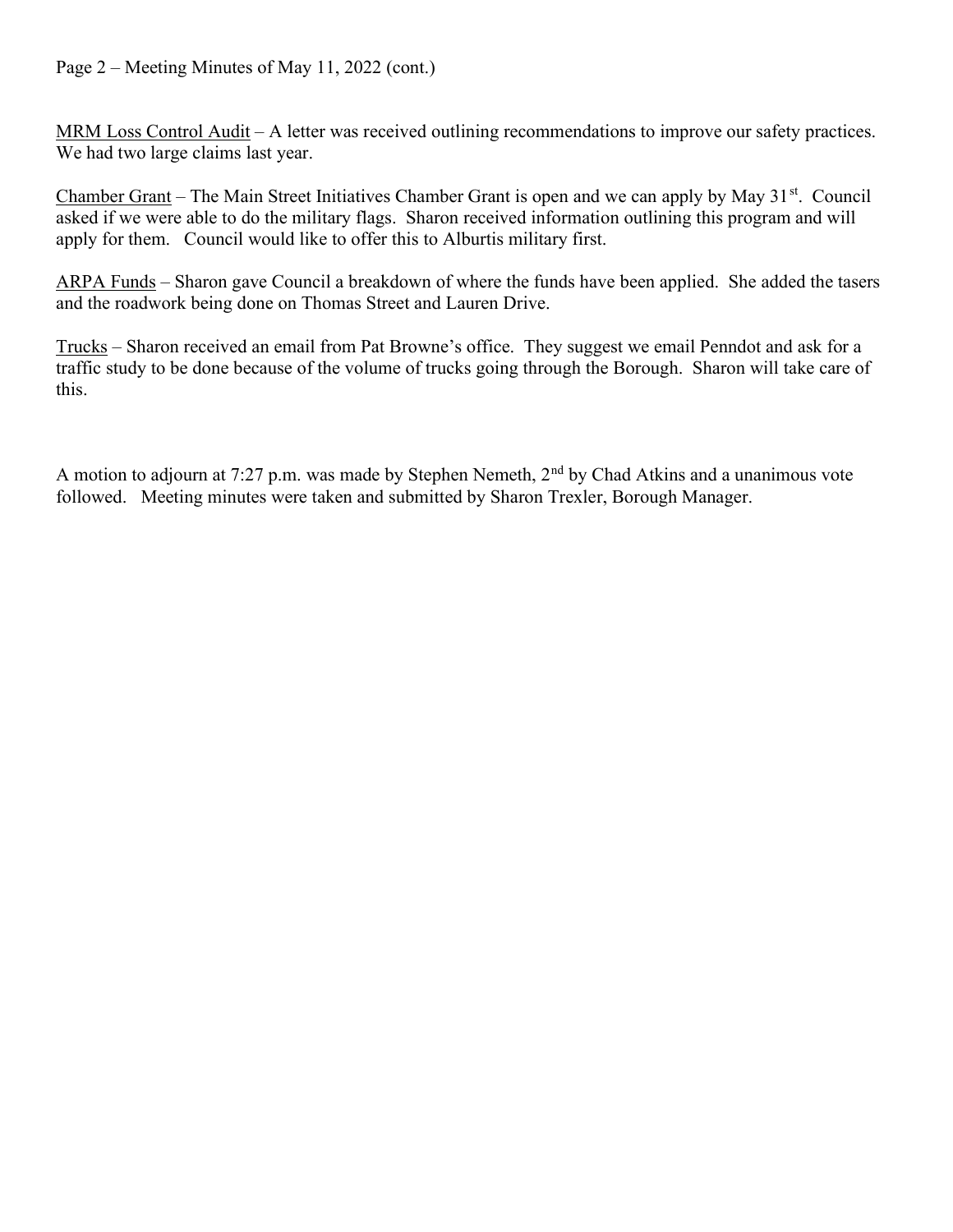MRM Loss Control Audit – A letter was received outlining recommendations to improve our safety practices. We had two large claims last year.

Chamber Grant – The Main Street Initiatives Chamber Grant is open and we can apply by May 31st. Council asked if we were able to do the military flags. Sharon received information outlining this program and will apply for them. Council would like to offer this to Alburtis military first.

ARPA Funds – Sharon gave Council a breakdown of where the funds have been applied. She added the tasers and the roadwork being done on Thomas Street and Lauren Drive.

Trucks – Sharon received an email from Pat Browne's office. They suggest we email Penndot and ask for a traffic study to be done because of the volume of trucks going through the Borough. Sharon will take care of this.

A motion to adjourn at 7:27 p.m. was made by Stephen Nemeth, 2nd by Chad Atkins and a unanimous vote followed. Meeting minutes were taken and submitted by Sharon Trexler, Borough Manager.